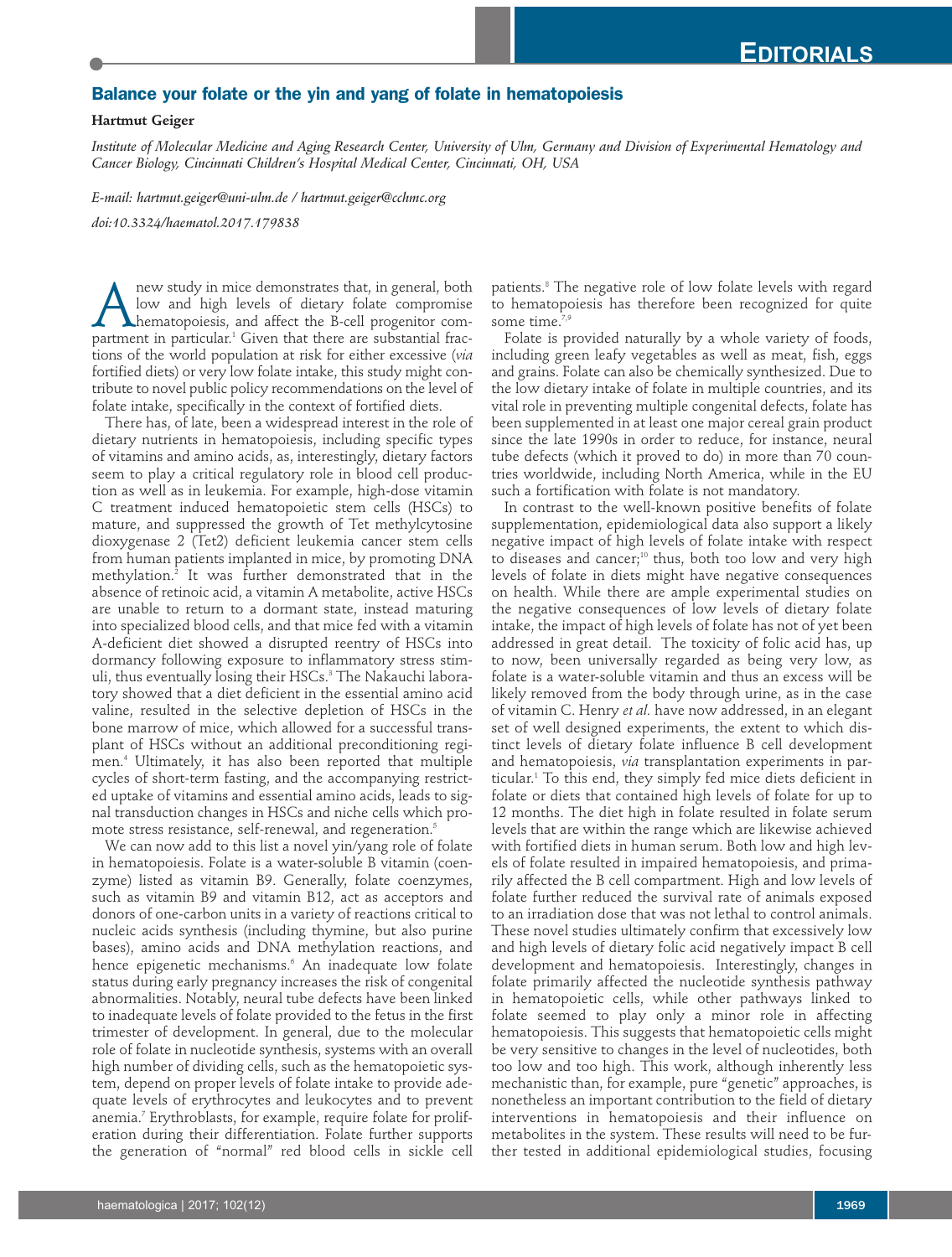# Balance your folate or the yin and yang of folate in hematopoiesis

**Hartmut Geiger**

*Institute of Molecular Medicine and Aging Research Center, University of Ulm, Germany and Division of Experimental Hematology and Cancer Biology, Cincinnati Children's Hospital Medical Center, Cincinnati, OH, USA*

*E-mail: hartmut.geiger@uni-ulm.de / hartmut.geiger@cchmc.org*

*doi:10.3324/haematol.2017.179838*

A new study in mice demonstrates that, in general, both low and high levels of dietary folate compromise hematopoiesis, and affect the B-cell progenitor compartment in particular.[1] Given that there are substantial fractions of the world population at risk for either excessive (*via* fortified diets) or very low folate intake, this study might contribute to novel public policy recommendations on the level of folate intake, specifically in the context of fortified diets.

There has, of late, been a widespread interest in the role of dietary nutrients in hematopoiesis, including specific types of vitamins and amino acids, as, interestingly, dietary factors seem to play a critical regulatory role in blood cell production as well as in leukemia. For example, high-dose vitamin C treatment induced hematopoietic stem cells (HSCs) to mature, and suppressed the growth of Tet methylcytosine dioxygenase 2 (Tet2) deficient leukemia cancer stem cells from human patients implanted in mice, by promoting DNA methylation.[2] It was further demonstrated that in the absence of retinoic acid, a vitamin A metabolite, active HSCs are unable to return to a dormant state, instead maturing into specialized blood cells, and that mice fed with a vitamin A-deficient diet showed a disrupted reentry of HSCs into dormancy following exposure to inflammatory stress stimuli, thus eventually losing their HSCs.[3] The Nakauchi laboratory showed that a diet deficient in the essential amino acid valine, resulted in the selective depletion of HSCs in the bone marrow of mice, which allowed for a successful transplant of HSCs without an additional preconditioning regimen.[4] Ultimately, it has also been reported that multiple cycles of short-term fasting, and the accompanying restricted uptake of vitamins and essential amino acids, leads to signal transduction changes in HSCs and niche cells which promote stress resistance, self-renewal, and regeneration.[5]

We can now add to this list a novel yin/yang role of folate in hematopoiesis. Folate is a water-soluble B vitamin (coenzyme) listed as vitamin B9. Generally, folate coenzymes, such as vitamin B9 and vitamin B12, act as acceptors and donors of one-carbon units in a variety of reactions critical to nucleic acids synthesis (including thymine, but also purine bases), amino acids and DNA methylation reactions, and hence epigenetic mechanisms.[6] An inadequate low folate status during early pregnancy increases the risk of congenital abnormalities. Notably, neural tube defects have been linked to inadequate levels of folate provided to the fetus in the first trimester of development. In general, due to the molecular role of folate in nucleotide synthesis, systems with an overall high number of dividing cells, such as the hematopoietic system, depend on proper levels of folate intake to provide adequate levels of erythrocytes and leukocytes and to prevent anemia.[7] Erythroblasts, for example, require folate for proliferation during their differentiation. Folate further supports the generation of "normal" red blood cells in sickle cell patients.[8] The negative role of low folate levels with regard to hematopoiesis has therefore been recognized for quite some time.[7,9]

Folate is provided naturally by a whole variety of foods, including green leafy vegetables as well as meat, fish, eggs and grains. Folate can also be chemically synthesized. Due to the low dietary intake of folate in multiple countries, and its vital role in preventing multiple congenital defects, folate has been supplemented in at least one major cereal grain product since the late 1990s in order to reduce, for instance, neural tube defects (which it proved to do) in more than 70 countries worldwide, including North America, while in the EU such a fortification with folate is not mandatory.

In contrast to the well-known positive benefits of folate supplementation, epidemiological data also support a likely negative impact of high levels of folate intake with respect to diseases and cancer;[10] thus, both too low and very high levels of folate in diets might have negative consequences on health. While there are ample experimental studies on the negative consequences of low levels of dietary folate intake, the impact of high levels of folate has not of yet been addressed in great detail. The toxicity of folic acid has, up to now, been universally regarded as being very low, as folate is a water-soluble vitamin and thus an excess will be likely removed from the body through urine, as in the case of vitamin C. Henry *et al.* have now addressed, in an elegant set of well designed experiments, the extent to which distinct levels of dietary folate influence B cell development and hematopoiesis, *via* transplantation experiments in particular.[1] To this end, they simply fed mice diets deficient in folate or diets that contained high levels of folate for up to 12 months. The diet high in folate resulted in folate serum levels that are within the range which are likewise achieved with fortified diets in human serum. Both low and high levels of folate resulted in impaired hematopoiesis, and primarily affected the B cell compartment. High and low levels of folate further reduced the survival rate of animals exposed to an irradiation dose that was not lethal to control animals. These novel studies ultimately confirm that excessively low and high levels of dietary folic acid negatively impact B cell development and hematopoiesis. Interestingly, changes in folate primarily affected the nucleotide synthesis pathway in hematopoietic cells, while other pathways linked to folate seemed to play only a minor role in affecting hematopoiesis. This suggests that hematopoietic cells might be very sensitive to changes in the level of nucleotides, both too low and too high. This work, although inherently less mechanistic than, for example, pure "genetic" approaches, is nonetheless an important contribution to the field of dietary interventions in hematopoiesis and their influence on metabolites in the system. These results will need to be further tested in additional epidemiological studies, focusing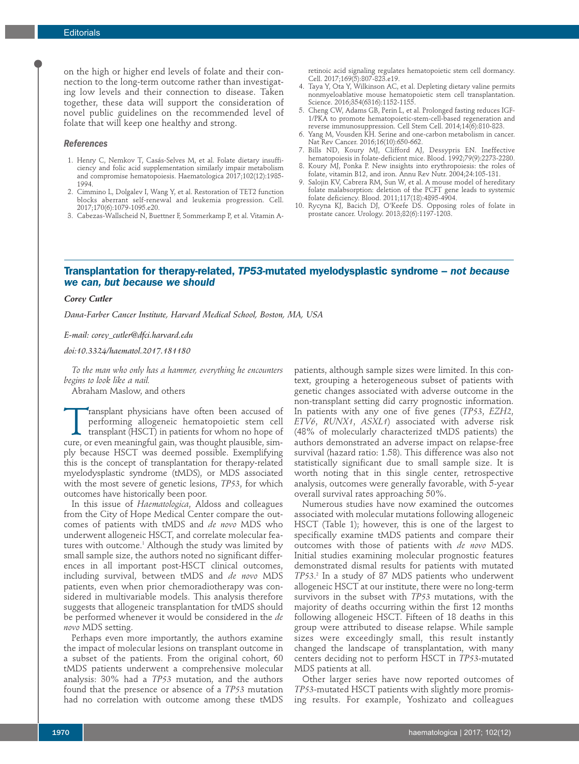on the high or higher end levels of folate and their connection to the long-term outcome rather than investigating low levels and their connection to disease. Taken together, these data will support the consideration of novel public guidelines on the recommended level of folate that will keep one healthy and strong.

### References

1. Henry C, Nemkov T, Casás-Selves M, et al. Folate dietary insufficiency and folic acid supplementation similarly impair metabolism and compromise hematopoiesis. Haematologica 2017;102(12):1985-1994.
2. Cimmino L, Dolgalev I, Wang Y, et al. Restoration of TET2 function blocks aberrant self-renewal and leukemia progression. Cell. 2017;170(6):1079-1095.e20.
3. Cabezas-Wallscheid N, Buettner F, Sommerkamp P, et al. Vitamin A-retinoic acid signaling regulates hematopoietic stem cell dormancy. Cell. 2017;169(5):807-823.e19.
4. Taya Y, Ota Y, Wilkinson AC, et al. Depleting dietary valine permits nonmyeloablative mouse hematopoietic stem cell transplantation. Science. 2016;354(6316):1152-1155.
5. Cheng CW, Adams GB, Perin L, et al. Prolonged fasting reduces IGF-1/PKA to promote hematopoietic-stem-cell-based regeneration and reverse immunosuppression. Cell Stem Cell. 2014;14(6):810-823.
6. Yang M, Vousden KH. Serine and one-carbon metabolism in cancer. Nat Rev Cancer. 2016;16(10):650-662.
7. Bills ND, Koury MJ, Clifford AJ, Dessypris EN. Ineffective hematopoiesis in folate-deficient mice. Blood. 1992;79(9):2273-2280.
8. Koury MJ, Ponka P. New insights into erythropoiesis: the roles of folate, vitamin B12, and iron. Annu Rev Nutr. 2004;24:105-131.
9. Salojin KV, Cabrera RM, Sun W, et al. A mouse model of hereditary folate malabsorption: deletion of the PCFT gene leads to systemic folate deficiency. Blood. 2011;117(18):4895-4904.
10. Rycyna KJ, Bacich DJ, O'Keefe DS. Opposing roles of folate in prostate cancer. Urology. 2013;82(6):1197-1203.

## Transplantation for therapy-related, *TP53*-mutated myelodysplastic syndrome – *not because we can, but because we should*

***Corey Cutler***

*Dana-Farber Cancer Institute, Harvard Medical School, Boston, MA, USA*

*E-mail: corey_cutler@dfci.harvard.edu*

*doi:10.3324/haematol.2017.181180*

*To the man who only has a hammer, everything he encounters begins to look like a nail.*

Abraham Maslow, and others

Transplant physicians have often been accused of performing allogeneic hematopoietic stem cell transplant (HSCT) in patients for whom no hope of cure, or even meaningful gain, was thought plausible, simply because HSCT was deemed possible. Exemplifying this is the concept of transplantation for therapy-related myelodysplastic syndrome (tMDS), or MDS associated with the most severe of genetic lesions, *TP53*, for which outcomes have historically been poor.

In this issue of *Haematologica*, Aldoss and colleagues from the City of Hope Medical Center compare the outcomes of patients with tMDS and *de novo* MDS who underwent allogeneic HSCT, and correlate molecular features with outcome.[1] Although the study was limited by small sample size, the authors noted no significant differences in all important post-HSCT clinical outcomes, including survival, between tMDS and *de novo* MDS patients, even when prior chemoradiotherapy was considered in multivariable models. This analysis therefore suggests that allogeneic transplantation for tMDS should be performed whenever it would be considered in the *de novo* MDS setting.

Perhaps even more importantly, the authors examine the impact of molecular lesions on transplant outcome in a subset of the patients. From the original cohort, 60 tMDS patients underwent a comprehensive molecular analysis: 30% had a *TP53* mutation, and the authors found that the presence or absence of a *TP53* mutation had no correlation with outcome among these tMDS patients, although sample sizes were limited. In this context, grouping a heterogeneous subset of patients with genetic changes associated with adverse outcome in the non-transplant setting did carry prognostic information. In patients with any one of five genes (*TP53*, *EZH2*, *ETV6*, *RUNX1*, *ASXL1*) associated with adverse risk (48% of molecularly characterized tMDS patients) the authors demonstrated an adverse impact on relapse-free survival (hazard ratio: 1.58). This difference was also not statistically significant due to small sample size. It is worth noting that in this single center, retrospective analysis, outcomes were generally favorable, with 5-year overall survival rates approaching 50%.

Numerous studies have now examined the outcomes associated with molecular mutations following allogeneic HSCT (Table 1); however, this is one of the largest to specifically examine tMDS patients and compare their outcomes with those of patients with *de novo* MDS. Initial studies examining molecular prognostic features demonstrated dismal results for patients with mutated *TP53*.[2] In a study of 87 MDS patients who underwent allogeneic HSCT at our institute, there were no long-term survivors in the subset with *TP53* mutations, with the majority of deaths occurring within the first 12 months following allogeneic HSCT. Fifteen of 18 deaths in this group were attributed to disease relapse. While sample sizes were exceedingly small, this result instantly changed the landscape of transplantation, with many centers deciding not to perform HSCT in *TP53*-mutated MDS patients at all.

Other larger series have now reported outcomes of *TP53*-mutated HSCT patients with slightly more promising results. For example, Yoshizato and colleagues